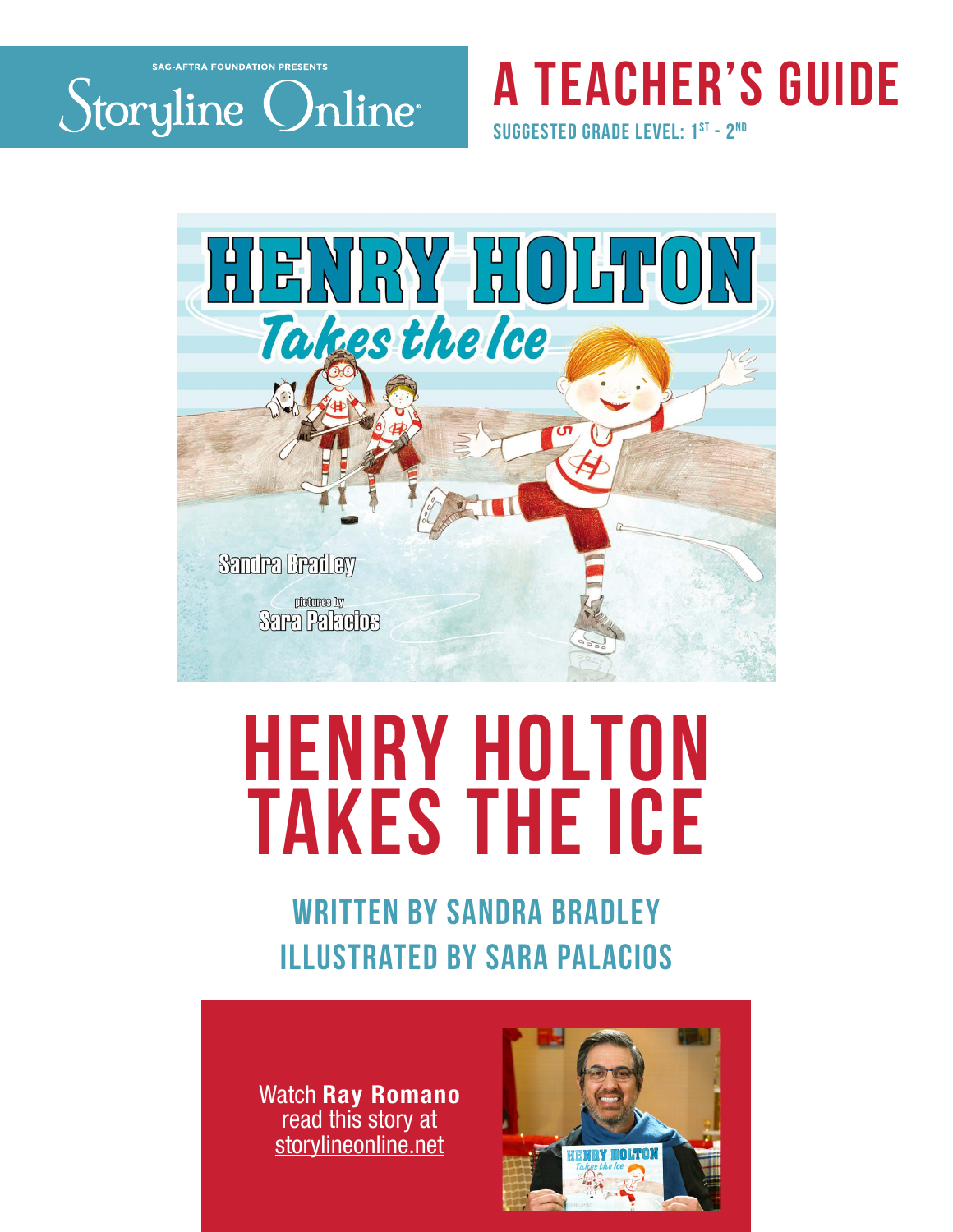SAG-AFTRA FOUNDATION PRESENTS

Storyline Online

# A TEACHER'S GUIDE

SUGGESTED GRADE LEVEL: 1ST - 2ND

# HENRY HOLTON TAKES THE ICE

## WRITTEN BY SANDRA BRADLEY
## ILLUSTRATED BY SARA PALACIOS

Watch **Ray Romano** read this story at storylineonline.net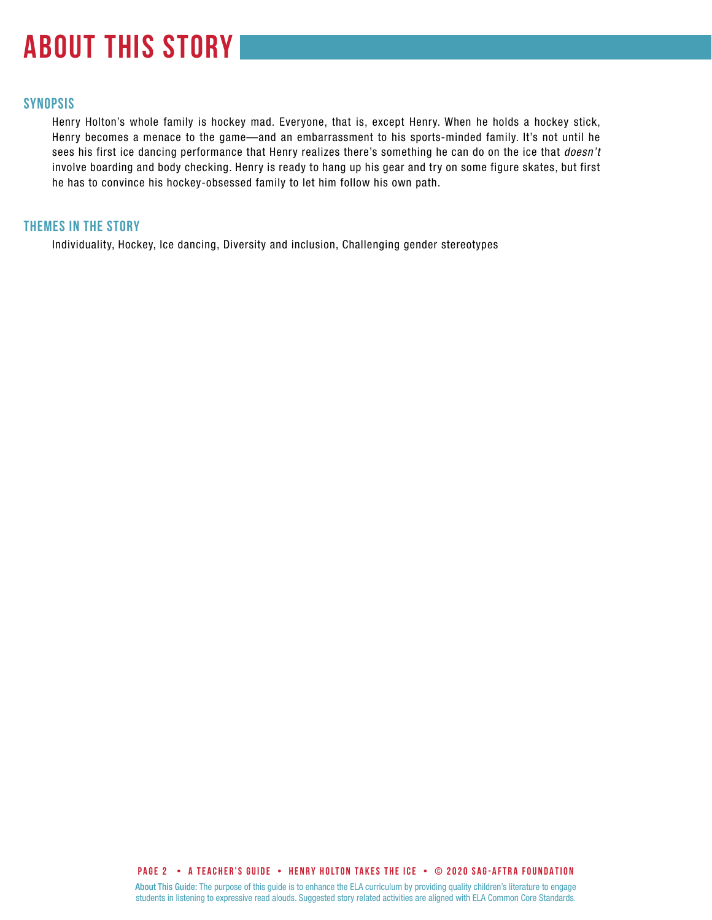# ABOUT THIS STORY

## SYNOPSIS

Henry Holton's whole family is hockey mad. Everyone, that is, except Henry. When he holds a hockey stick, Henry becomes a menace to the game—and an embarrassment to his sports-minded family. It's not until he sees his first ice dancing performance that Henry realizes there's something he can do on the ice that *doesn't* involve boarding and body checking. Henry is ready to hang up his gear and try on some figure skates, but first he has to convince his hockey-obsessed family to let him follow his own path.

## THEMES IN THE STORY

Individuality, Hockey, Ice dancing, Diversity and inclusion, Challenging gender stereotypes

About This Guide: The purpose of this guide is to enhance the ELA curriculum by providing quality children's literature to engage students in listening to expressive read alouds. Suggested story related activities are aligned with ELA Common Core Standards.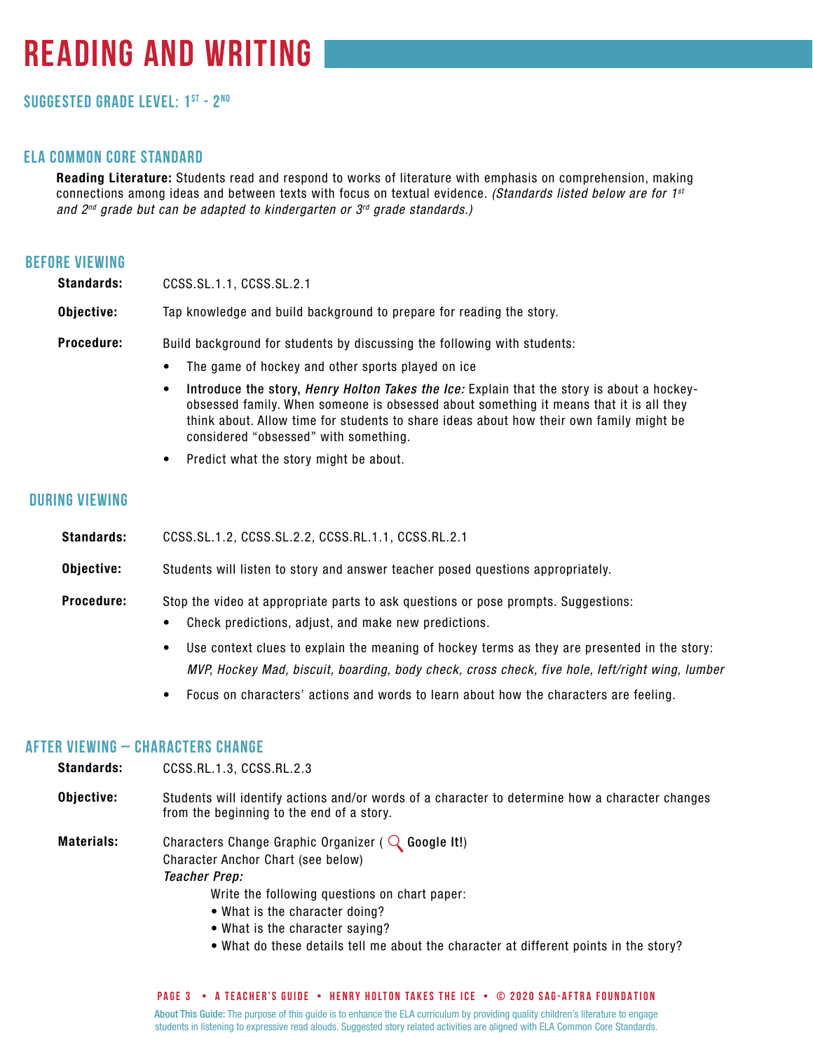# READING AND WRITING

## SUGGESTED GRADE LEVEL: 1st - 2nd

## ELA COMMON CORE STANDARD

**Reading Literature:** Students read and respond to works of literature with emphasis on comprehension, making connections among ideas and between texts with focus on textual evidence. *(Standards listed below are for 1st and 2nd grade but can be adapted to kindergarten or 3rd grade standards.)*

## BEFORE VIEWING

**Standards:** CCSS.SL.1.1, CCSS.SL.2.1

**Objective:** Tap knowledge and build background to prepare for reading the story.

**Procedure:** Build background for students by discussing the following with students:

- The game of hockey and other sports played on ice
- **Introduce the story, *Henry Holton Takes the Ice:*** Explain that the story is about a hockey-obsessed family. When someone is obsessed about something it means that it is all they think about. Allow time for students to share ideas about how their own family might be considered "obsessed" with something.
- Predict what the story might be about.

## DURING VIEWING

**Standards:** CCSS.SL.1.2, CCSS.SL.2.2, CCSS.RL.1.1, CCSS.RL.2.1

**Objective:** Students will listen to story and answer teacher posed questions appropriately.

**Procedure:** Stop the video at appropriate parts to ask questions or pose prompts. Suggestions:

- Check predictions, adjust, and make new predictions.
- Use context clues to explain the meaning of hockey terms as they are presented in the story: *MVP, Hockey Mad, biscuit, boarding, body check, cross check, five hole, left/right wing, lumber*
- Focus on characters' actions and words to learn about how the characters are feeling.

## AFTER VIEWING – CHARACTERS CHANGE

**Standards:** CCSS.RL.1.3, CCSS.RL.2.3

**Objective:** Students will identify actions and/or words of a character to determine how a character changes from the beginning to the end of a story.

**Materials:** Characters Change Graphic Organizer ( **Google It!**)
Character Anchor Chart (see below)

***Teacher Prep:***

Write the following questions on chart paper:

- What is the character doing?
- What is the character saying?
- What do these details tell me about the character at different points in the story?

About This Guide: The purpose of this guide is to enhance the ELA curriculum by providing quality children's literature to engage students in listening to expressive read alouds. Suggested story related activities are aligned with ELA Common Core Standards.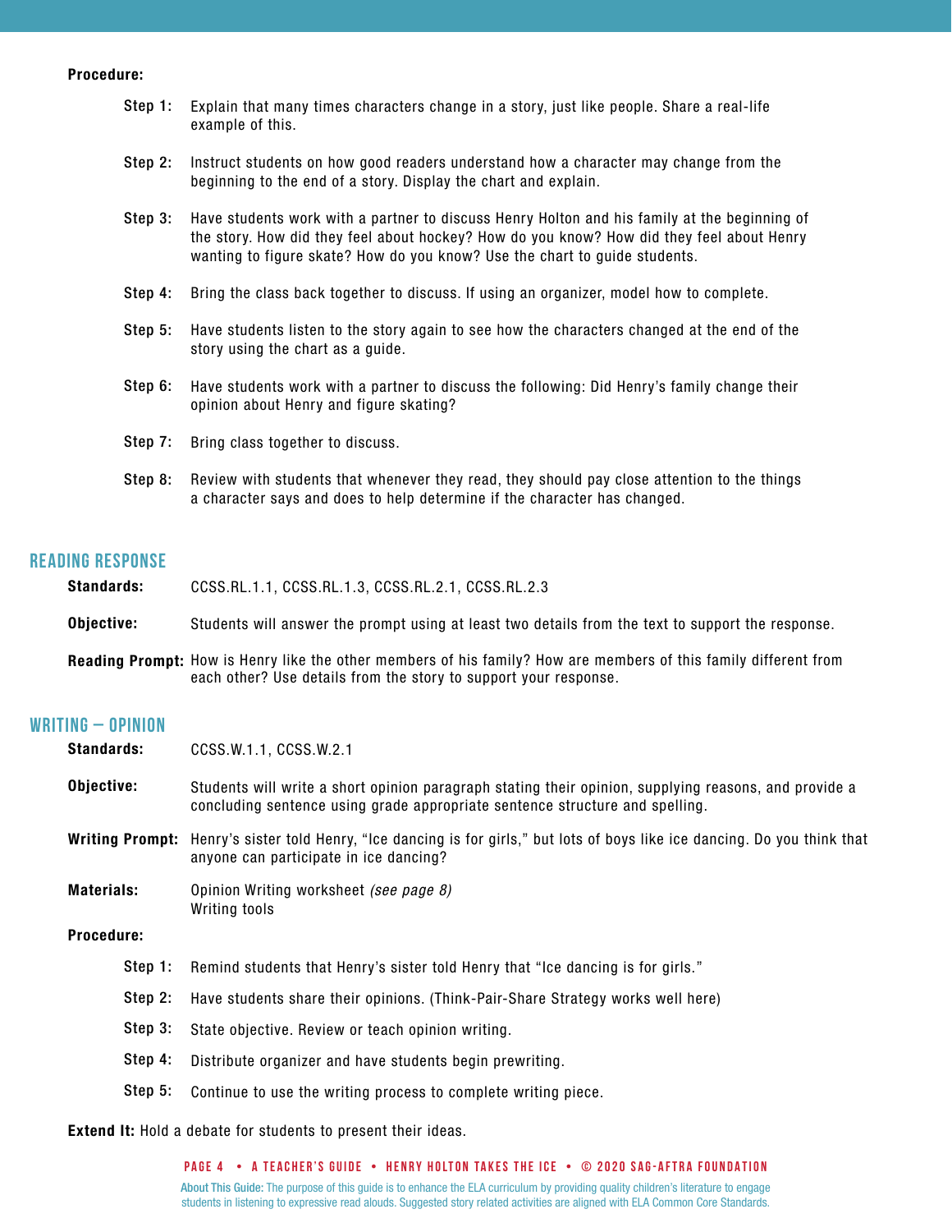**Procedure:**

**Step 1:** Explain that many times characters change in a story, just like people. Share a real-life example of this.

**Step 2:** Instruct students on how good readers understand how a character may change from the beginning to the end of a story. Display the chart and explain.

**Step 3:** Have students work with a partner to discuss Henry Holton and his family at the beginning of the story. How did they feel about hockey? How do you know? How did they feel about Henry wanting to figure skate? How do you know? Use the chart to guide students.

**Step 4:** Bring the class back together to discuss. If using an organizer, model how to complete.

**Step 5:** Have students listen to the story again to see how the characters changed at the end of the story using the chart as a guide.

**Step 6:** Have students work with a partner to discuss the following: Did Henry's family change their opinion about Henry and figure skating?

**Step 7:** Bring class together to discuss.

**Step 8:** Review with students that whenever they read, they should pay close attention to the things a character says and does to help determine if the character has changed.

## READING RESPONSE

**Standards:** CCSS.RL.1.1, CCSS.RL.1.3, CCSS.RL.2.1, CCSS.RL.2.3

**Objective:** Students will answer the prompt using at least two details from the text to support the response.

**Reading Prompt:** How is Henry like the other members of his family? How are members of this family different from each other? Use details from the story to support your response.

## WRITING – OPINION

**Standards:** CCSS.W.1.1, CCSS.W.2.1

**Objective:** Students will write a short opinion paragraph stating their opinion, supplying reasons, and provide a concluding sentence using grade appropriate sentence structure and spelling.

**Writing Prompt:** Henry's sister told Henry, "Ice dancing is for girls," but lots of boys like ice dancing. Do you think that anyone can participate in ice dancing?

**Materials:** Opinion Writing worksheet *(see page 8)*
Writing tools

**Procedure:**

**Step 1:** Remind students that Henry's sister told Henry that "Ice dancing is for girls."

**Step 2:** Have students share their opinions. (Think-Pair-Share Strategy works well here)

**Step 3:** State objective. Review or teach opinion writing.

**Step 4:** Distribute organizer and have students begin prewriting.

**Step 5:** Continue to use the writing process to complete writing piece.

**Extend It:** Hold a debate for students to present their ideas.

About This Guide: The purpose of this guide is to enhance the ELA curriculum by providing quality children's literature to engage students in listening to expressive read alouds. Suggested story related activities are aligned with ELA Common Core Standards.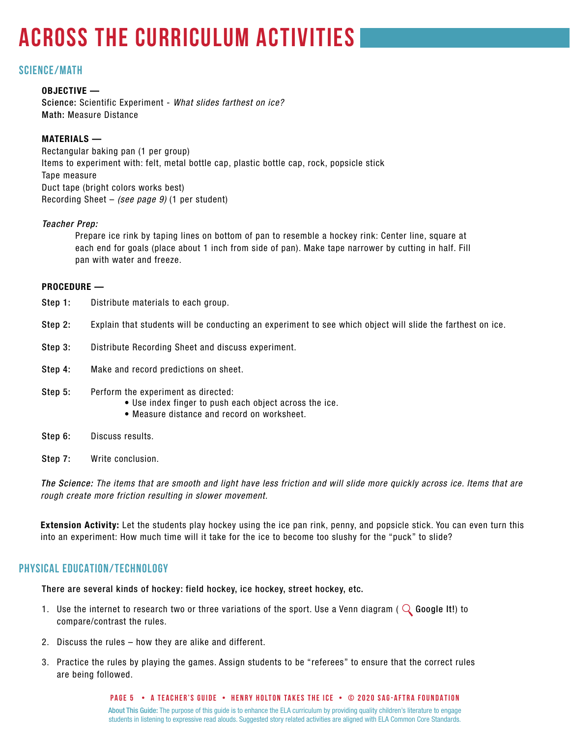# ACROSS THE CURRICULUM ACTIVITIES

## SCIENCE/MATH

**OBJECTIVE —**
**Science:** Scientific Experiment - *What slides farthest on ice?*
**Math:** Measure Distance

**MATERIALS —**
Rectangular baking pan (1 per group)
Items to experiment with: felt, metal bottle cap, plastic bottle cap, rock, popsicle stick
Tape measure
Duct tape (bright colors works best)
Recording Sheet – *(see page 9)* (1 per student)

*Teacher Prep:*

Prepare ice rink by taping lines on bottom of pan to resemble a hockey rink: Center line, square at each end for goals (place about 1 inch from side of pan). Make tape narrower by cutting in half. Fill pan with water and freeze.

**PROCEDURE —**

**Step 1:** Distribute materials to each group.

**Step 2:** Explain that students will be conducting an experiment to see which object will slide the farthest on ice.

**Step 3:** Distribute Recording Sheet and discuss experiment.

**Step 4:** Make and record predictions on sheet.

**Step 5:** Perform the experiment as directed:
- Use index finger to push each object across the ice.
- Measure distance and record on worksheet.

**Step 6:** Discuss results.

**Step 7:** Write conclusion.

*The Science: The items that are smooth and light have less friction and will slide more quickly across ice. Items that are rough create more friction resulting in slower movement.*

**Extension Activity:** Let the students play hockey using the ice pan rink, penny, and popsicle stick. You can even turn this into an experiment: How much time will it take for the ice to become too slushy for the "puck" to slide?

## PHYSICAL EDUCATION/TECHNOLOGY

**There are several kinds of hockey: field hockey, ice hockey, street hockey, etc.**

1. Use the internet to research two or three variations of the sport. Use a Venn diagram ( **Google It!**) to compare/contrast the rules.
2. Discuss the rules – how they are alike and different.
3. Practice the rules by playing the games. Assign students to be "referees" to ensure that the correct rules are being followed.

About This Guide: The purpose of this guide is to enhance the ELA curriculum by providing quality children's literature to engage students in listening to expressive read alouds. Suggested story related activities are aligned with ELA Common Core Standards.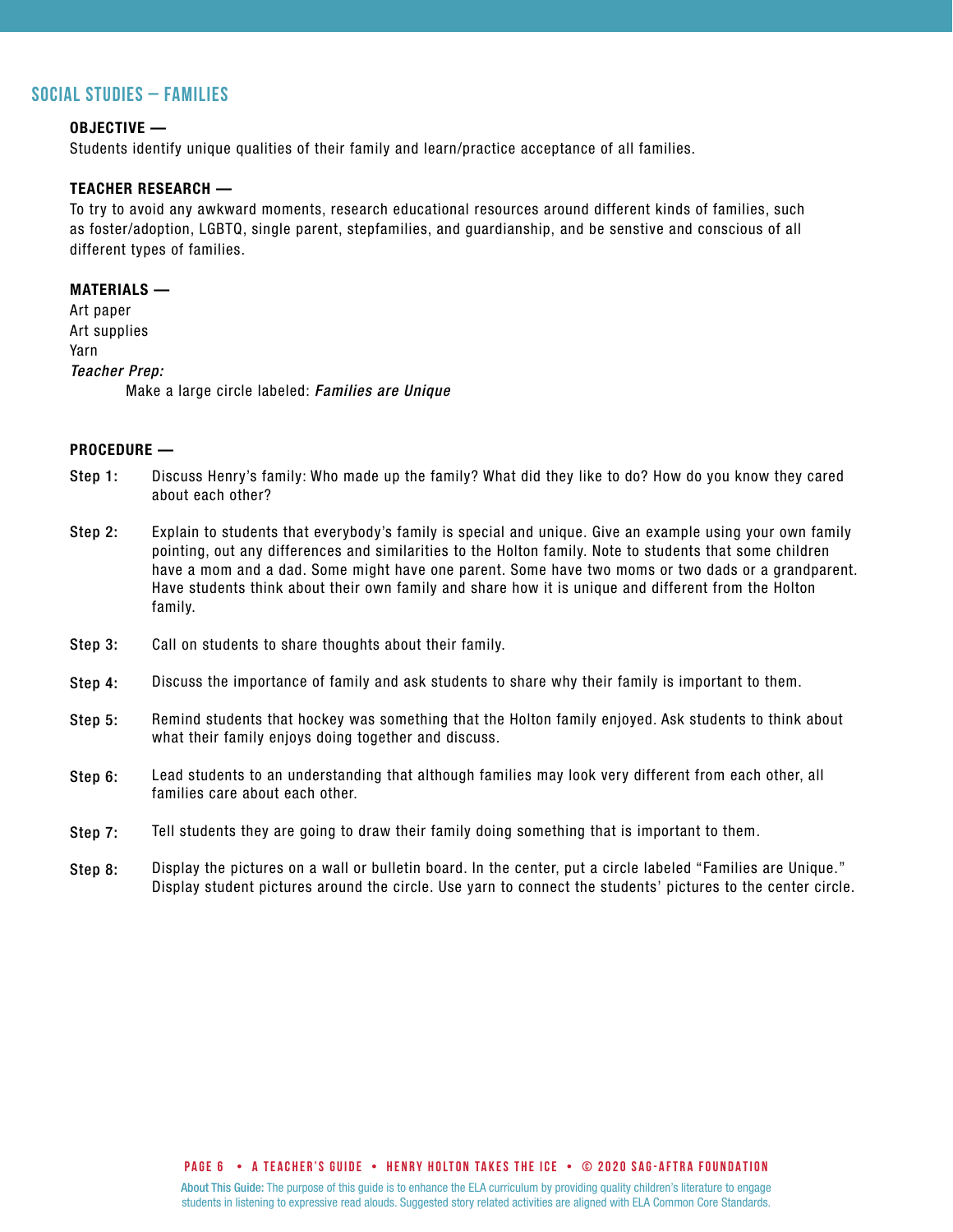## SOCIAL STUDIES – FAMILIES

**OBJECTIVE —**
Students identify unique qualities of their family and learn/practice acceptance of all families.

**TEACHER RESEARCH —**
To try to avoid any awkward moments, research educational resources around different kinds of families, such as foster/adoption, LGBTQ, single parent, stepfamilies, and guardianship, and be senstive and conscious of all different types of families.

**MATERIALS —**
Art paper
Art supplies
Yarn
*Teacher Prep:*
Make a large circle labeled: ***Families are Unique***

**PROCEDURE —**

**Step 1:** Discuss Henry's family: Who made up the family? What did they like to do? How do you know they cared about each other?

**Step 2:** Explain to students that everybody's family is special and unique. Give an example using your own family pointing, out any differences and similarities to the Holton family. Note to students that some children have a mom and a dad. Some might have one parent. Some have two moms or two dads or a grandparent. Have students think about their own family and share how it is unique and different from the Holton family.

**Step 3:** Call on students to share thoughts about their family.

**Step 4:** Discuss the importance of family and ask students to share why their family is important to them.

**Step 5:** Remind students that hockey was something that the Holton family enjoyed. Ask students to think about what their family enjoys doing together and discuss.

**Step 6:** Lead students to an understanding that although families may look very different from each other, all families care about each other.

**Step 7:** Tell students they are going to draw their family doing something that is important to them.

**Step 8:** Display the pictures on a wall or bulletin board. In the center, put a circle labeled "Families are Unique." Display student pictures around the circle. Use yarn to connect the students' pictures to the center circle.

About This Guide: The purpose of this guide is to enhance the ELA curriculum by providing quality children's literature to engage students in listening to expressive read alouds. Suggested story related activities are aligned with ELA Common Core Standards.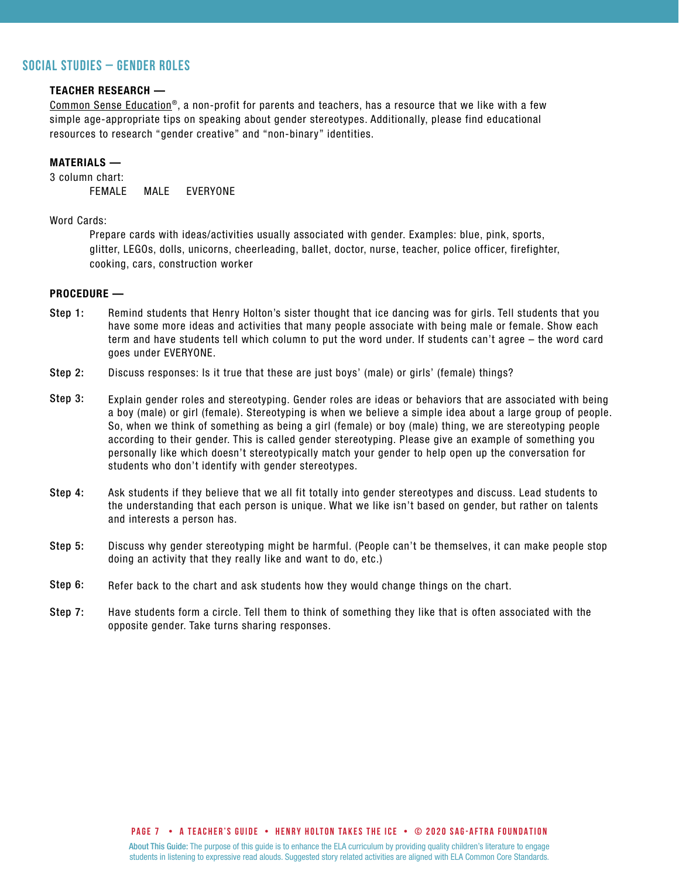## SOCIAL STUDIES – GENDER ROLES

**TEACHER RESEARCH —**

Common Sense Education®, a non-profit for parents and teachers, has a resource that we like with a few simple age-appropriate tips on speaking about gender stereotypes. Additionally, please find educational resources to research "gender creative" and "non-binary" identities.

**MATERIALS —**

3 column chart:

FEMALE MALE EVERYONE

Word Cards:

Prepare cards with ideas/activities usually associated with gender. Examples: blue, pink, sports, glitter, LEGOs, dolls, unicorns, cheerleading, ballet, doctor, nurse, teacher, police officer, firefighter, cooking, cars, construction worker

**PROCEDURE —**

**Step 1:** Remind students that Henry Holton's sister thought that ice dancing was for girls. Tell students that you have some more ideas and activities that many people associate with being male or female. Show each term and have students tell which column to put the word under. If students can't agree – the word card goes under EVERYONE.

**Step 2:** Discuss responses: Is it true that these are just boys' (male) or girls' (female) things?

**Step 3:** Explain gender roles and stereotyping. Gender roles are ideas or behaviors that are associated with being a boy (male) or girl (female). Stereotyping is when we believe a simple idea about a large group of people. So, when we think of something as being a girl (female) or boy (male) thing, we are stereotyping people according to their gender. This is called gender stereotyping. Please give an example of something you personally like which doesn't stereotypically match your gender to help open up the conversation for students who don't identify with gender stereotypes.

**Step 4:** Ask students if they believe that we all fit totally into gender stereotypes and discuss. Lead students to the understanding that each person is unique. What we like isn't based on gender, but rather on talents and interests a person has.

**Step 5:** Discuss why gender stereotyping might be harmful. (People can't be themselves, it can make people stop doing an activity that they really like and want to do, etc.)

**Step 6:** Refer back to the chart and ask students how they would change things on the chart.

**Step 7:** Have students form a circle. Tell them to think of something they like that is often associated with the opposite gender. Take turns sharing responses.

About This Guide: The purpose of this guide is to enhance the ELA curriculum by providing quality children's literature to engage students in listening to expressive read alouds. Suggested story related activities are aligned with ELA Common Core Standards.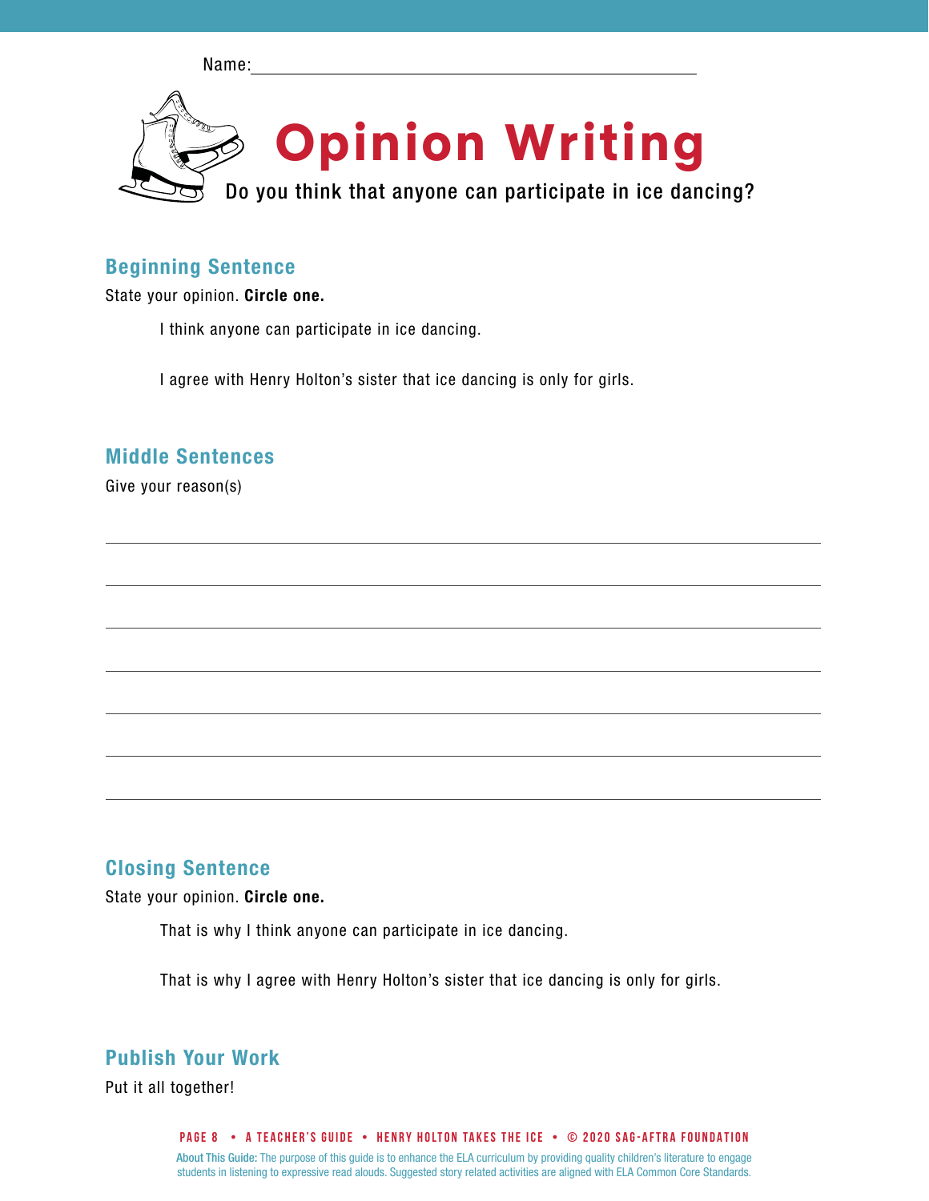Name: ____________________________________________

# Opinion Writing

Do you think that anyone can participate in ice dancing?

## Beginning Sentence

State your opinion. **Circle one.**

I think anyone can participate in ice dancing.

I agree with Henry Holton's sister that ice dancing is only for girls.

## Middle Sentences

Give your reason(s)

______________________________________________________________________

______________________________________________________________________

______________________________________________________________________

______________________________________________________________________

______________________________________________________________________

______________________________________________________________________

______________________________________________________________________

## Closing Sentence

State your opinion. **Circle one.**

That is why I think anyone can participate in ice dancing.

That is why I agree with Henry Holton's sister that ice dancing is only for girls.

## Publish Your Work

Put it all together!

**About This Guide:** The purpose of this guide is to enhance the ELA curriculum by providing quality children's literature to engage students in listening to expressive read alouds. Suggested story related activities are aligned with ELA Common Core Standards.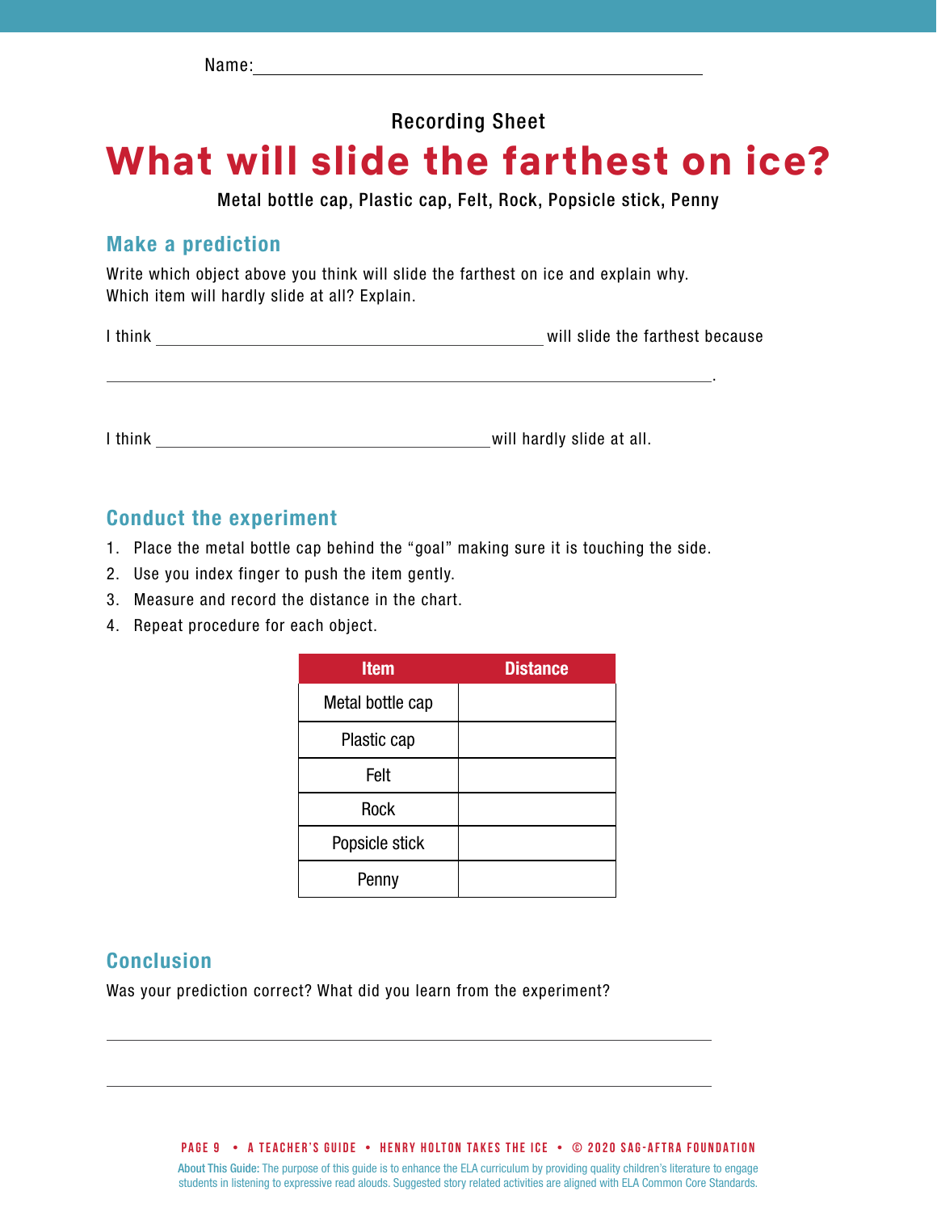Name: ______________________________________________

Recording Sheet

# What will slide the farthest on ice?

**Metal bottle cap, Plastic cap, Felt, Rock, Popsicle stick, Penny**

## Make a prediction

Write which object above you think will slide the farthest on ice and explain why.
Which item will hardly slide at all? Explain.

I think ______________________________ will slide the farthest because

______________________________________________________________.

I think ______________________________ will hardly slide at all.

## Conduct the experiment

1. Place the metal bottle cap behind the "goal" making sure it is touching the side.
2. Use you index finger to push the item gently.
3. Measure and record the distance in the chart.
4. Repeat procedure for each object.

| Item | Distance |
|---|---|
| Metal bottle cap | |
| Plastic cap | |
| Felt | |
| Rock | |
| Popsicle stick | |
| Penny | |

## Conclusion

Was your prediction correct? What did you learn from the experiment?

______________________________________________________________

______________________________________________________________

About This Guide: The purpose of this guide is to enhance the ELA curriculum by providing quality children's literature to engage students in listening to expressive read alouds. Suggested story related activities are aligned with ELA Common Core Standards.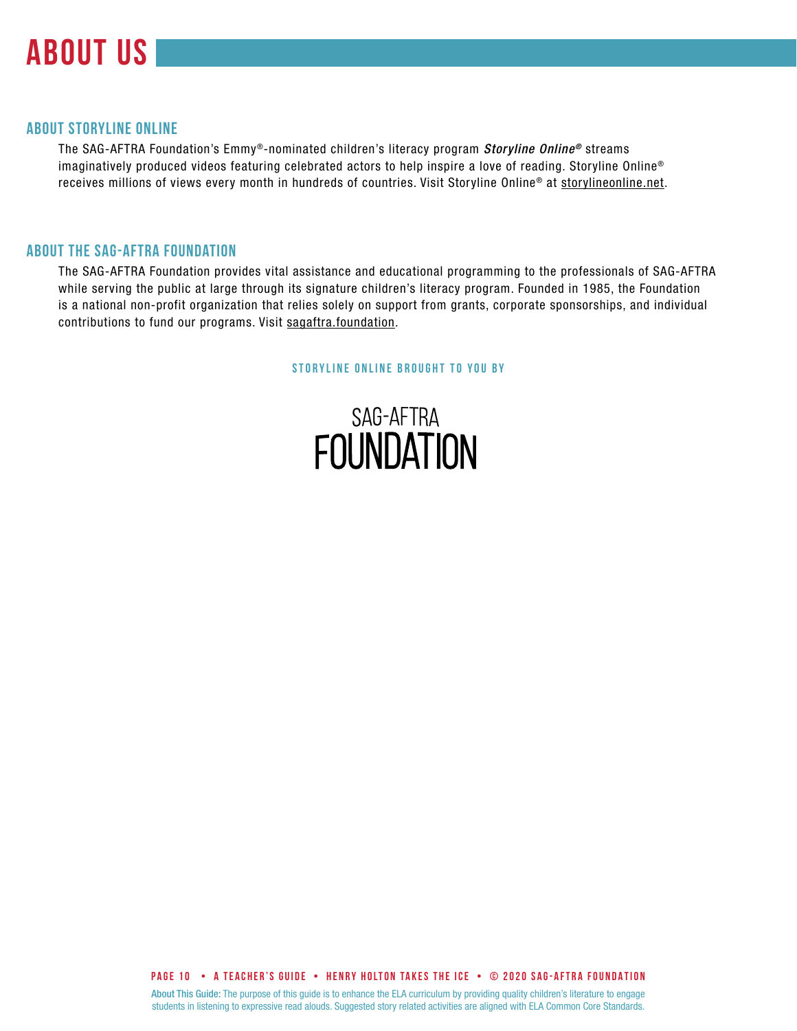# ABOUT US

## ABOUT STORYLINE ONLINE

The SAG-AFTRA Foundation's Emmy®-nominated children's literacy program ***Storyline Online®*** streams imaginatively produced videos featuring celebrated actors to help inspire a love of reading. Storyline Online® receives millions of views every month in hundreds of countries. Visit Storyline Online® at storylineonline.net.

## ABOUT THE SAG-AFTRA FOUNDATION

The SAG-AFTRA Foundation provides vital assistance and educational programming to the professionals of SAG-AFTRA while serving the public at large through its signature children's literacy program. Founded in 1985, the Foundation is a national non-profit organization that relies solely on support from grants, corporate sponsorships, and individual contributions to fund our programs. Visit sagaftra.foundation.

STORYLINE ONLINE BROUGHT TO YOU BY

SAG-AFTRA
FOUNDATION

About This Guide: The purpose of this guide is to enhance the ELA curriculum by providing quality children's literature to engage students in listening to expressive read alouds. Suggested story related activities are aligned with ELA Common Core Standards.